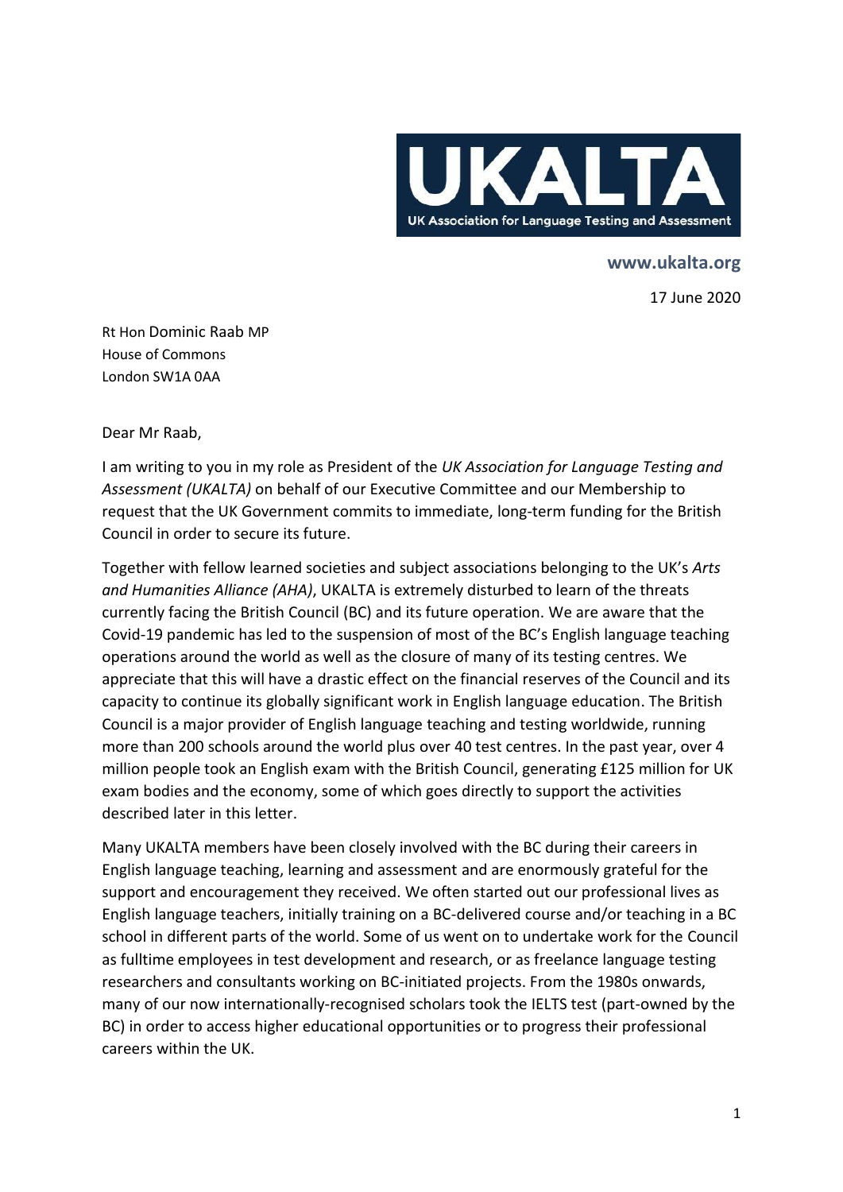**UKALTA**

UK Association for Language Testing and Assessment

**www.ukalta.org**

17 June 2020

Rt Hon Dominic Raab MP  
House of Commons  
London SW1A 0AA

Dear Mr Raab,

I am writing to you in my role as President of the *UK Association for Language Testing and Assessment (UKALTA)* on behalf of our Executive Committee and our Membership to request that the UK Government commits to immediate, long-term funding for the British Council in order to secure its future.

Together with fellow learned societies and subject associations belonging to the UK's *Arts and Humanities Alliance (AHA)*, UKALTA is extremely disturbed to learn of the threats currently facing the British Council (BC) and its future operation. We are aware that the Covid-19 pandemic has led to the suspension of most of the BC's English language teaching operations around the world as well as the closure of many of its testing centres. We appreciate that this will have a drastic effect on the financial reserves of the Council and its capacity to continue its globally significant work in English language education. The British Council is a major provider of English language teaching and testing worldwide, running more than 200 schools around the world plus over 40 test centres. In the past year, over 4 million people took an English exam with the British Council, generating £125 million for UK exam bodies and the economy, some of which goes directly to support the activities described later in this letter.

Many UKALTA members have been closely involved with the BC during their careers in English language teaching, learning and assessment and are enormously grateful for the support and encouragement they received. We often started out our professional lives as English language teachers, initially training on a BC-delivered course and/or teaching in a BC school in different parts of the world. Some of us went on to undertake work for the Council as fulltime employees in test development and research, or as freelance language testing researchers and consultants working on BC-initiated projects. From the 1980s onwards, many of our now internationally-recognised scholars took the IELTS test (part-owned by the BC) in order to access higher educational opportunities or to progress their professional careers within the UK.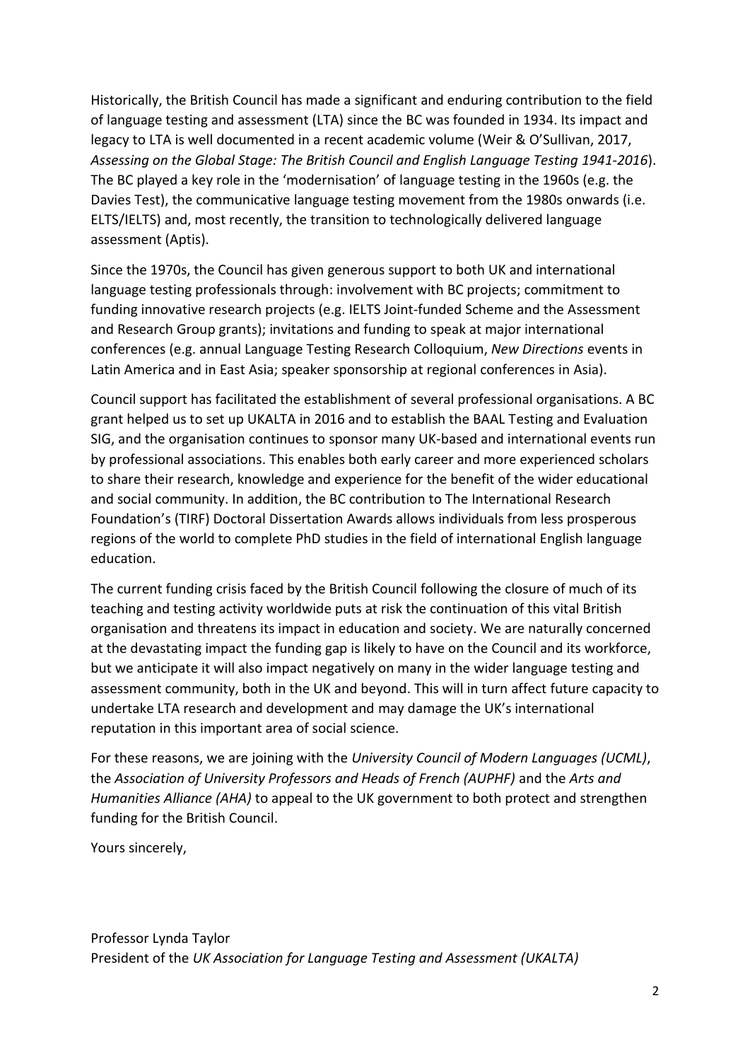Historically, the British Council has made a significant and enduring contribution to the field of language testing and assessment (LTA) since the BC was founded in 1934. Its impact and legacy to LTA is well documented in a recent academic volume (Weir & O'Sullivan, 2017, *Assessing on the Global Stage: The British Council and English Language Testing 1941-2016*). The BC played a key role in the 'modernisation' of language testing in the 1960s (e.g. the Davies Test), the communicative language testing movement from the 1980s onwards (i.e. ELTS/IELTS) and, most recently, the transition to technologically delivered language assessment (Aptis).

Since the 1970s, the Council has given generous support to both UK and international language testing professionals through: involvement with BC projects; commitment to funding innovative research projects (e.g. IELTS Joint-funded Scheme and the Assessment and Research Group grants); invitations and funding to speak at major international conferences (e.g. annual Language Testing Research Colloquium, *New Directions* events in Latin America and in East Asia; speaker sponsorship at regional conferences in Asia).

Council support has facilitated the establishment of several professional organisations. A BC grant helped us to set up UKALTA in 2016 and to establish the BAAL Testing and Evaluation SIG, and the organisation continues to sponsor many UK-based and international events run by professional associations. This enables both early career and more experienced scholars to share their research, knowledge and experience for the benefit of the wider educational and social community. In addition, the BC contribution to The International Research Foundation's (TIRF) Doctoral Dissertation Awards allows individuals from less prosperous regions of the world to complete PhD studies in the field of international English language education.

The current funding crisis faced by the British Council following the closure of much of its teaching and testing activity worldwide puts at risk the continuation of this vital British organisation and threatens its impact in education and society. We are naturally concerned at the devastating impact the funding gap is likely to have on the Council and its workforce, but we anticipate it will also impact negatively on many in the wider language testing and assessment community, both in the UK and beyond. This will in turn affect future capacity to undertake LTA research and development and may damage the UK's international reputation in this important area of social science.

For these reasons, we are joining with the *University Council of Modern Languages (UCML)*, the *Association of University Professors and Heads of French (AUPHF)* and the *Arts and Humanities Alliance (AHA)* to appeal to the UK government to both protect and strengthen funding for the British Council.

Yours sincerely,

Professor Lynda Taylor
President of the *UK Association for Language Testing and Assessment (UKALTA)*